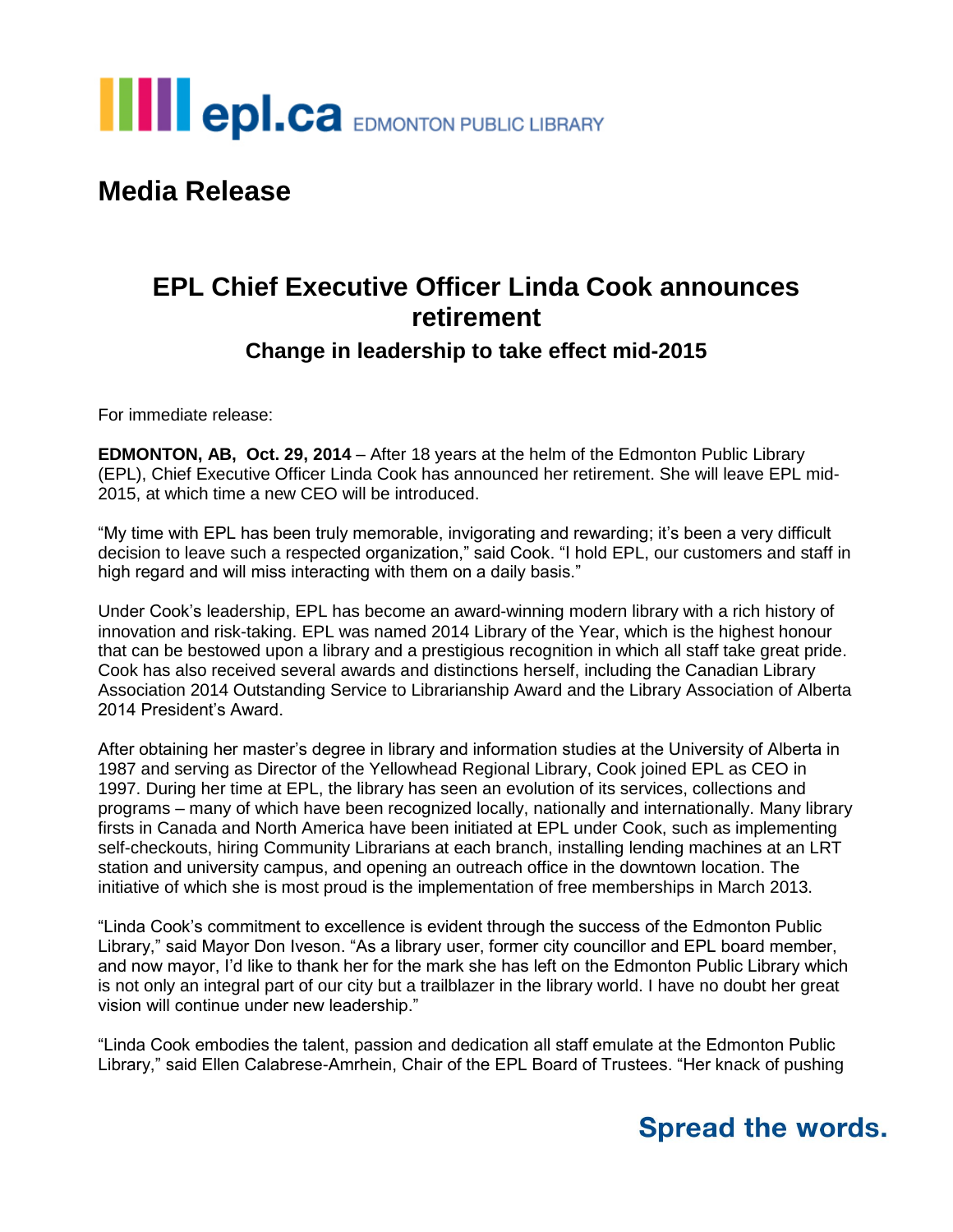epl.ca EDMONTON PUBLIC LIBRARY

# Media Release

## EPL Chief Executive Officer Linda Cook announces retirement

### Change in leadership to take effect mid-2015

For immediate release:

**EDMONTON, AB, Oct. 29, 2014** – After 18 years at the helm of the Edmonton Public Library (EPL), Chief Executive Officer Linda Cook has announced her retirement. She will leave EPL mid-2015, at which time a new CEO will be introduced.

"My time with EPL has been truly memorable, invigorating and rewarding; it's been a very difficult decision to leave such a respected organization," said Cook. "I hold EPL, our customers and staff in high regard and will miss interacting with them on a daily basis."

Under Cook's leadership, EPL has become an award-winning modern library with a rich history of innovation and risk-taking. EPL was named 2014 Library of the Year, which is the highest honour that can be bestowed upon a library and a prestigious recognition in which all staff take great pride. Cook has also received several awards and distinctions herself, including the Canadian Library Association 2014 Outstanding Service to Librarianship Award and the Library Association of Alberta 2014 President's Award.

After obtaining her master's degree in library and information studies at the University of Alberta in 1987 and serving as Director of the Yellowhead Regional Library, Cook joined EPL as CEO in 1997. During her time at EPL, the library has seen an evolution of its services, collections and programs – many of which have been recognized locally, nationally and internationally. Many library firsts in Canada and North America have been initiated at EPL under Cook, such as implementing self-checkouts, hiring Community Librarians at each branch, installing lending machines at an LRT station and university campus, and opening an outreach office in the downtown location. The initiative of which she is most proud is the implementation of free memberships in March 2013.

"Linda Cook's commitment to excellence is evident through the success of the Edmonton Public Library," said Mayor Don Iveson. "As a library user, former city councillor and EPL board member, and now mayor, I'd like to thank her for the mark she has left on the Edmonton Public Library which is not only an integral part of our city but a trailblazer in the library world. I have no doubt her great vision will continue under new leadership."

"Linda Cook embodies the talent, passion and dedication all staff emulate at the Edmonton Public Library," said Ellen Calabrese-Amrhein, Chair of the EPL Board of Trustees. "Her knack of pushing

**Spread the words.**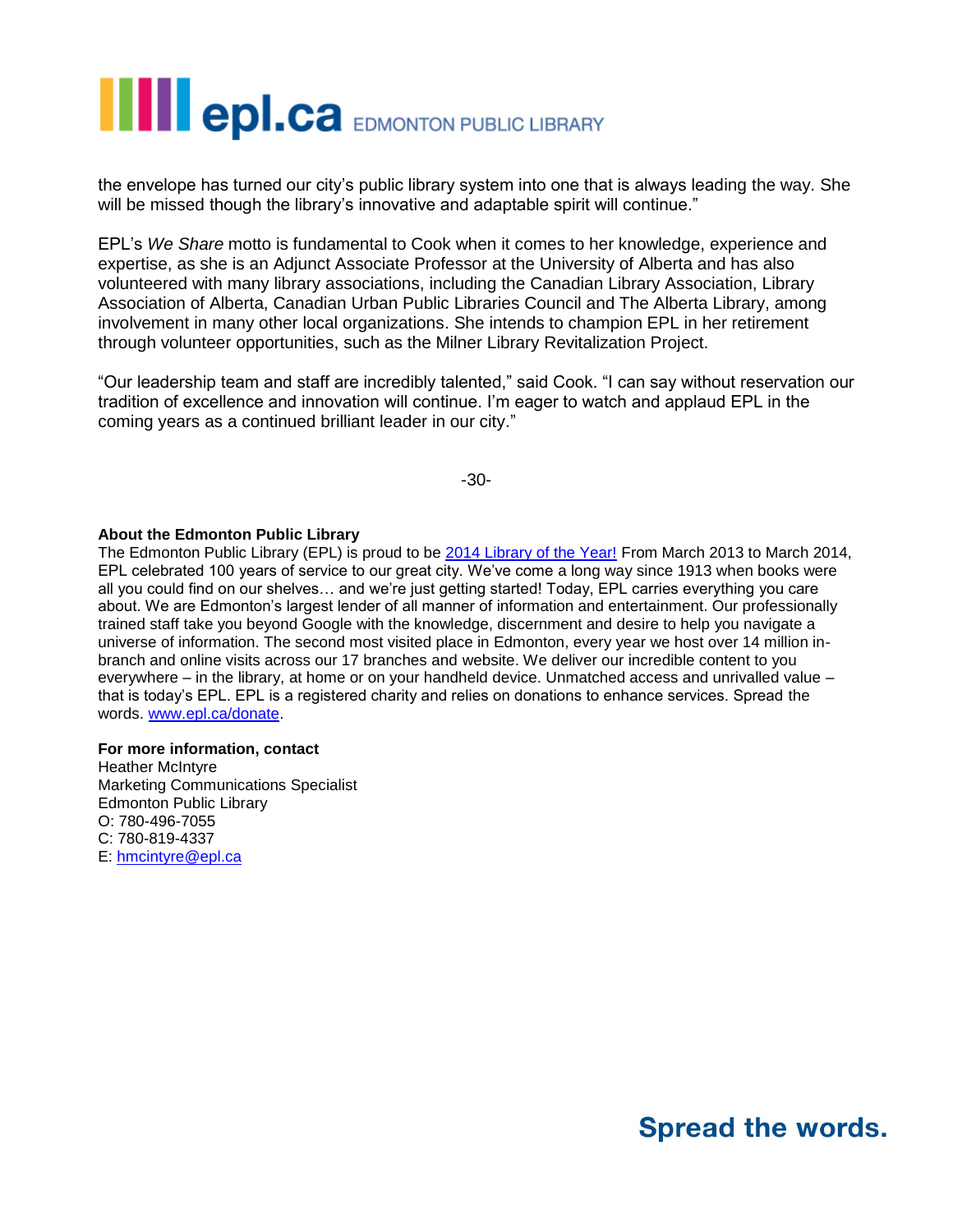the envelope has turned our city's public library system into one that is always leading the way. She will be missed though the library's innovative and adaptable spirit will continue."

EPL's *We Share* motto is fundamental to Cook when it comes to her knowledge, experience and expertise, as she is an Adjunct Associate Professor at the University of Alberta and has also volunteered with many library associations, including the Canadian Library Association, Library Association of Alberta, Canadian Urban Public Libraries Council and The Alberta Library, among involvement in many other local organizations. She intends to champion EPL in her retirement through volunteer opportunities, such as the Milner Library Revitalization Project.

"Our leadership team and staff are incredibly talented," said Cook. "I can say without reservation our tradition of excellence and innovation will continue. I'm eager to watch and applaud EPL in the coming years as a continued brilliant leader in our city."

-30-

**About the Edmonton Public Library**

The Edmonton Public Library (EPL) is proud to be [2014 Library of the Year!](#) From March 2013 to March 2014, EPL celebrated 100 years of service to our great city. We've come a long way since 1913 when books were all you could find on our shelves… and we're just getting started! Today, EPL carries everything you care about. We are Edmonton's largest lender of all manner of information and entertainment. Our professionally trained staff take you beyond Google with the knowledge, discernment and desire to help you navigate a universe of information. The second most visited place in Edmonton, every year we host over 14 million in-branch and online visits across our 17 branches and website. We deliver our incredible content to you everywhere – in the library, at home or on your handheld device. Unmatched access and unrivalled value – that is today's EPL. EPL is a registered charity and relies on donations to enhance services. Spread the words. [www.epl.ca/donate](http://www.epl.ca/donate).

**For more information, contact**

Heather McIntyre
Marketing Communications Specialist
Edmonton Public Library
O: 780-496-7055
C: 780-819-4337
E: [hmcintyre@epl.ca](mailto:hmcintyre@epl.ca)

**Spread the words.**